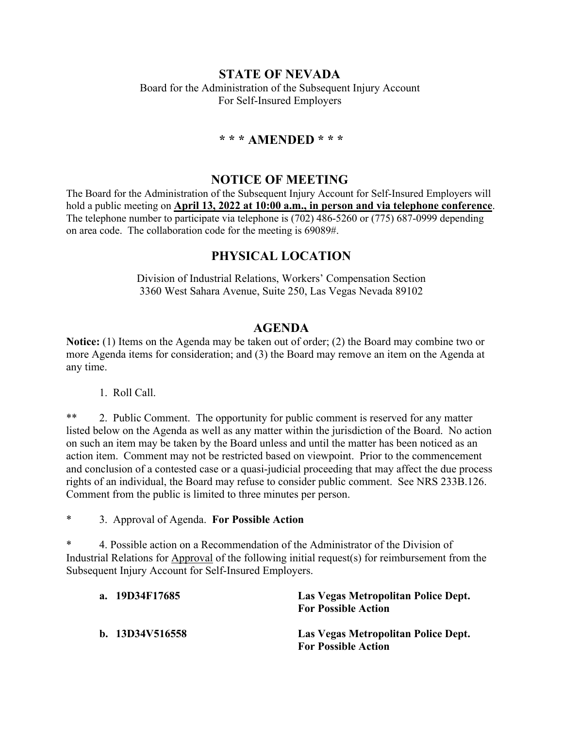# STATE OF NEVADA

Board for the Administration of the Subsequent Injury Account
For Self-Insured Employers

## * * * AMENDED * * *

## NOTICE OF MEETING

The Board for the Administration of the Subsequent Injury Account for Self-Insured Employers will hold a public meeting on **April 13, 2022 at 10:00 a.m., in person and via telephone conference**. The telephone number to participate via telephone is (702) 486-5260 or (775) 687-0999 depending on area code. The collaboration code for the meeting is 69089#.

## PHYSICAL LOCATION

Division of Industrial Relations, Workers' Compensation Section
3360 West Sahara Avenue, Suite 250, Las Vegas Nevada 89102

## AGENDA

**Notice:** (1) Items on the Agenda may be taken out of order; (2) the Board may combine two or more Agenda items for consideration; and (3) the Board may remove an item on the Agenda at any time.

1. Roll Call.

** 2. Public Comment. The opportunity for public comment is reserved for any matter listed below on the Agenda as well as any matter within the jurisdiction of the Board. No action on such an item may be taken by the Board unless and until the matter has been noticed as an action item. Comment may not be restricted based on viewpoint. Prior to the commencement and conclusion of a contested case or a quasi-judicial proceeding that may affect the due process rights of an individual, the Board may refuse to consider public comment. See NRS 233B.126. Comment from the public is limited to three minutes per person.

* 3. Approval of Agenda. **For Possible Action**

* 4. Possible action on a Recommendation of the Administrator of the Division of Industrial Relations for Approval of the following initial request(s) for reimbursement from the Subsequent Injury Account for Self-Insured Employers.

**a. 19D34F17685** — **Las Vegas Metropolitan Police Dept. For Possible Action**

**b. 13D34V516558** — **Las Vegas Metropolitan Police Dept. For Possible Action**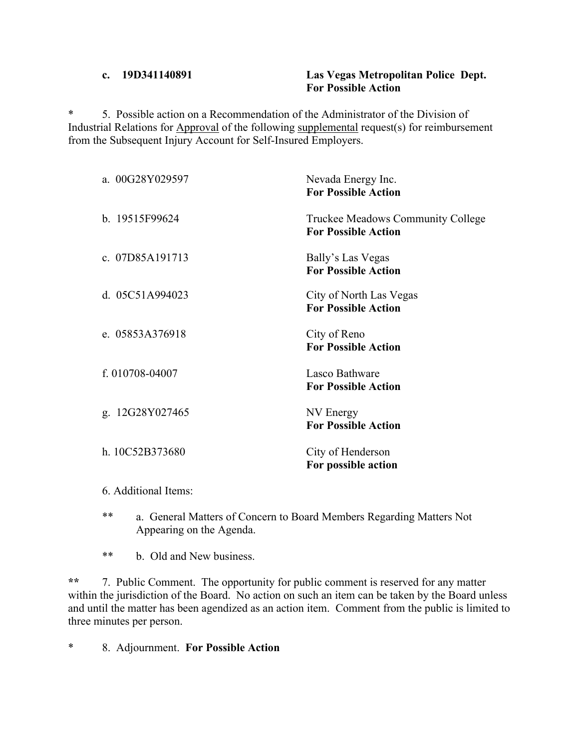**c. 19D341140891** **Las Vegas Metropolitan Police Dept.**
**For Possible Action**

* 5. Possible action on a Recommendation of the Administrator of the Division of Industrial Relations for Approval of the following supplemental request(s) for reimbursement from the Subsequent Injury Account for Self-Insured Employers.

a. 00G28Y029597 Nevada Energy Inc.
**For Possible Action**

b. 19515F99624 Truckee Meadows Community College
**For Possible Action**

c. 07D85A191713 Bally's Las Vegas
**For Possible Action**

d. 05C51A994023 City of North Las Vegas
**For Possible Action**

e. 05853A376918 City of Reno
**For Possible Action**

f. 010708-04007 Lasco Bathware
**For Possible Action**

g. 12G28Y027465 NV Energy
**For Possible Action**

h. 10C52B373680 City of Henderson
**For possible action**

6. Additional Items:

** a. General Matters of Concern to Board Members Regarding Matters Not Appearing on the Agenda.

** b. Old and New business.

** 7. Public Comment. The opportunity for public comment is reserved for any matter within the jurisdiction of the Board. No action on such an item can be taken by the Board unless and until the matter has been agendized as an action item. Comment from the public is limited to three minutes per person.

* 8. Adjournment. **For Possible Action**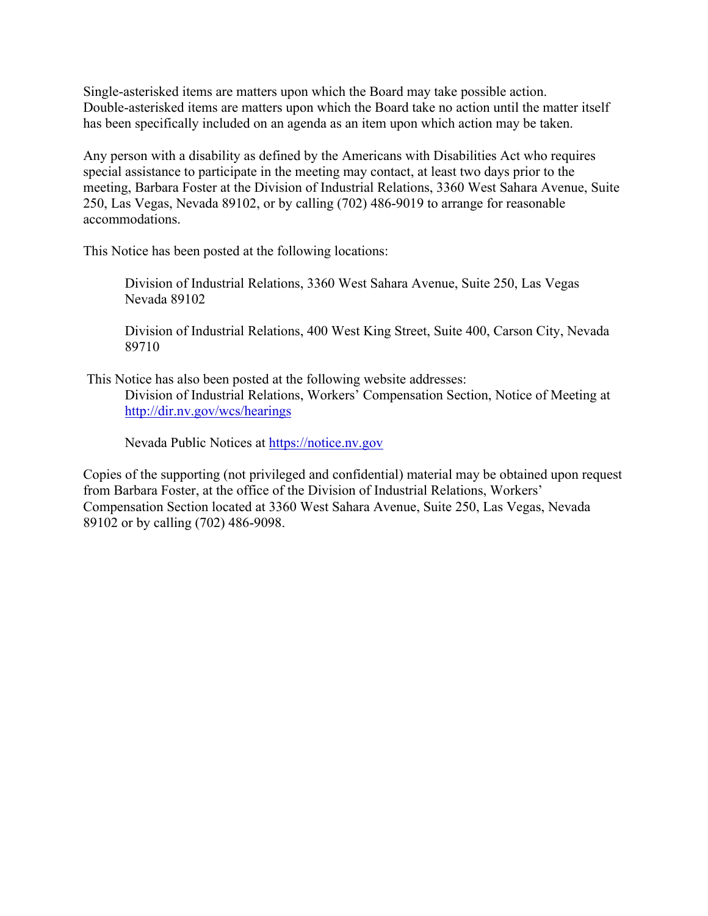Single-asterisked items are matters upon which the Board may take possible action. Double-asterisked items are matters upon which the Board take no action until the matter itself has been specifically included on an agenda as an item upon which action may be taken.

Any person with a disability as defined by the Americans with Disabilities Act who requires special assistance to participate in the meeting may contact, at least two days prior to the meeting, Barbara Foster at the Division of Industrial Relations, 3360 West Sahara Avenue, Suite 250, Las Vegas, Nevada 89102, or by calling (702) 486-9019 to arrange for reasonable accommodations.

This Notice has been posted at the following locations:

> Division of Industrial Relations, 3360 West Sahara Avenue, Suite 250, Las Vegas Nevada 89102
>
> Division of Industrial Relations, 400 West King Street, Suite 400, Carson City, Nevada 89710

This Notice has also been posted at the following website addresses:

> Division of Industrial Relations, Workers' Compensation Section, Notice of Meeting at http://dir.nv.gov/wcs/hearings
>
> Nevada Public Notices at https://notice.nv.gov

Copies of the supporting (not privileged and confidential) material may be obtained upon request from Barbara Foster, at the office of the Division of Industrial Relations, Workers' Compensation Section located at 3360 West Sahara Avenue, Suite 250, Las Vegas, Nevada 89102 or by calling (702) 486-9098.